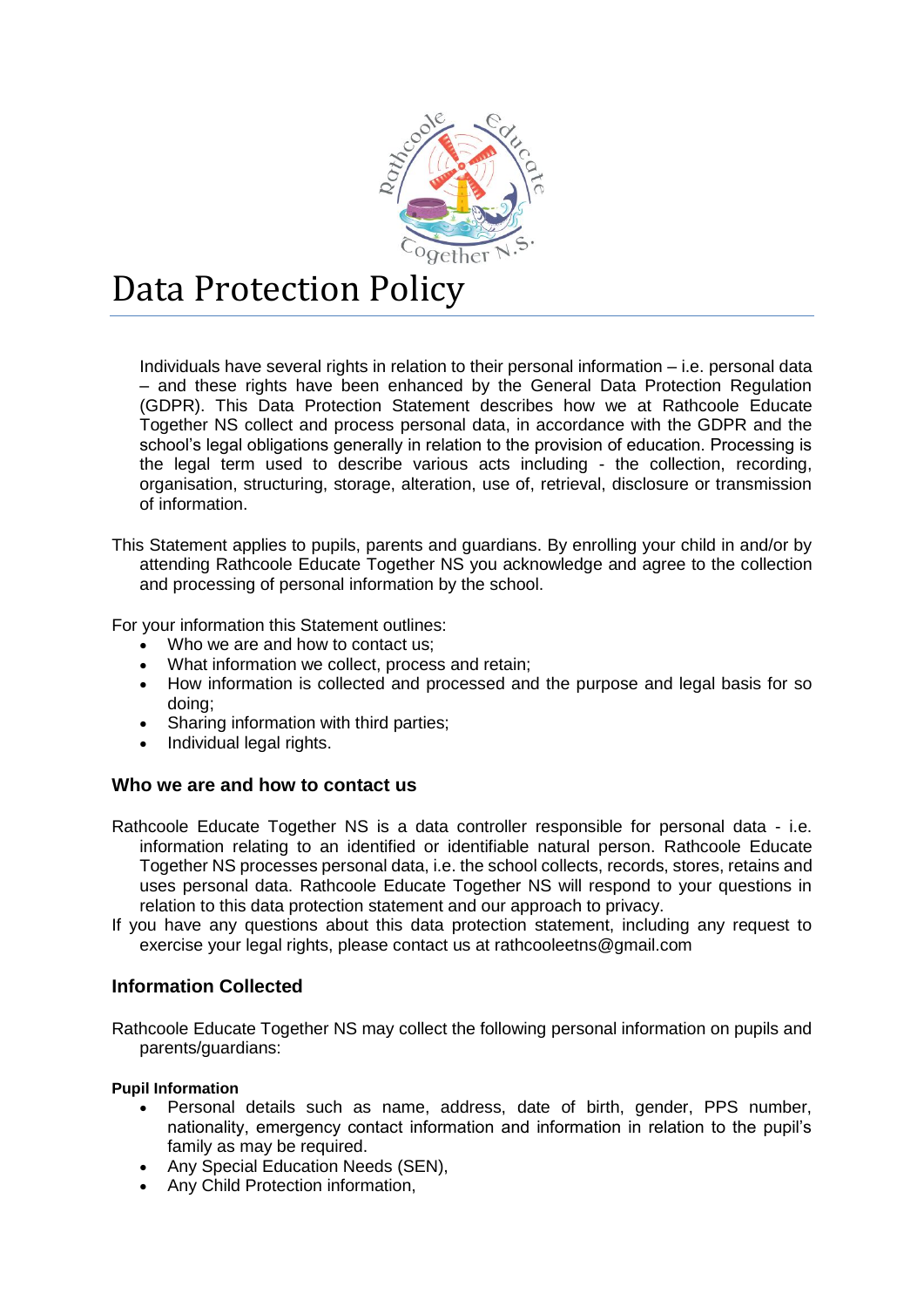# Data Protection Policy

Individuals have several rights in relation to their personal information – i.e. personal data – and these rights have been enhanced by the General Data Protection Regulation (GDPR). This Data Protection Statement describes how we at Rathcoole Educate Together NS collect and process personal data, in accordance with the GDPR and the school's legal obligations generally in relation to the provision of education. Processing is the legal term used to describe various acts including - the collection, recording, organisation, structuring, storage, alteration, use of, retrieval, disclosure or transmission of information.

This Statement applies to pupils, parents and guardians. By enrolling your child in and/or by attending Rathcoole Educate Together NS you acknowledge and agree to the collection and processing of personal information by the school.

For your information this Statement outlines:

- Who we are and how to contact us;
- What information we collect, process and retain;
- How information is collected and processed and the purpose and legal basis for so doing;
- Sharing information with third parties;
- Individual legal rights.

### Who we are and how to contact us

Rathcoole Educate Together NS is a data controller responsible for personal data - i.e. information relating to an identified or identifiable natural person. Rathcoole Educate Together NS processes personal data, i.e. the school collects, records, stores, retains and uses personal data. Rathcoole Educate Together NS will respond to your questions in relation to this data protection statement and our approach to privacy.

If you have any questions about this data protection statement, including any request to exercise your legal rights, please contact us at rathcooleetns@gmail.com

### Information Collected

Rathcoole Educate Together NS may collect the following personal information on pupils and parents/guardians:

**Pupil Information**

- Personal details such as name, address, date of birth, gender, PPS number, nationality, emergency contact information and information in relation to the pupil's family as may be required.
- Any Special Education Needs (SEN),
- Any Child Protection information,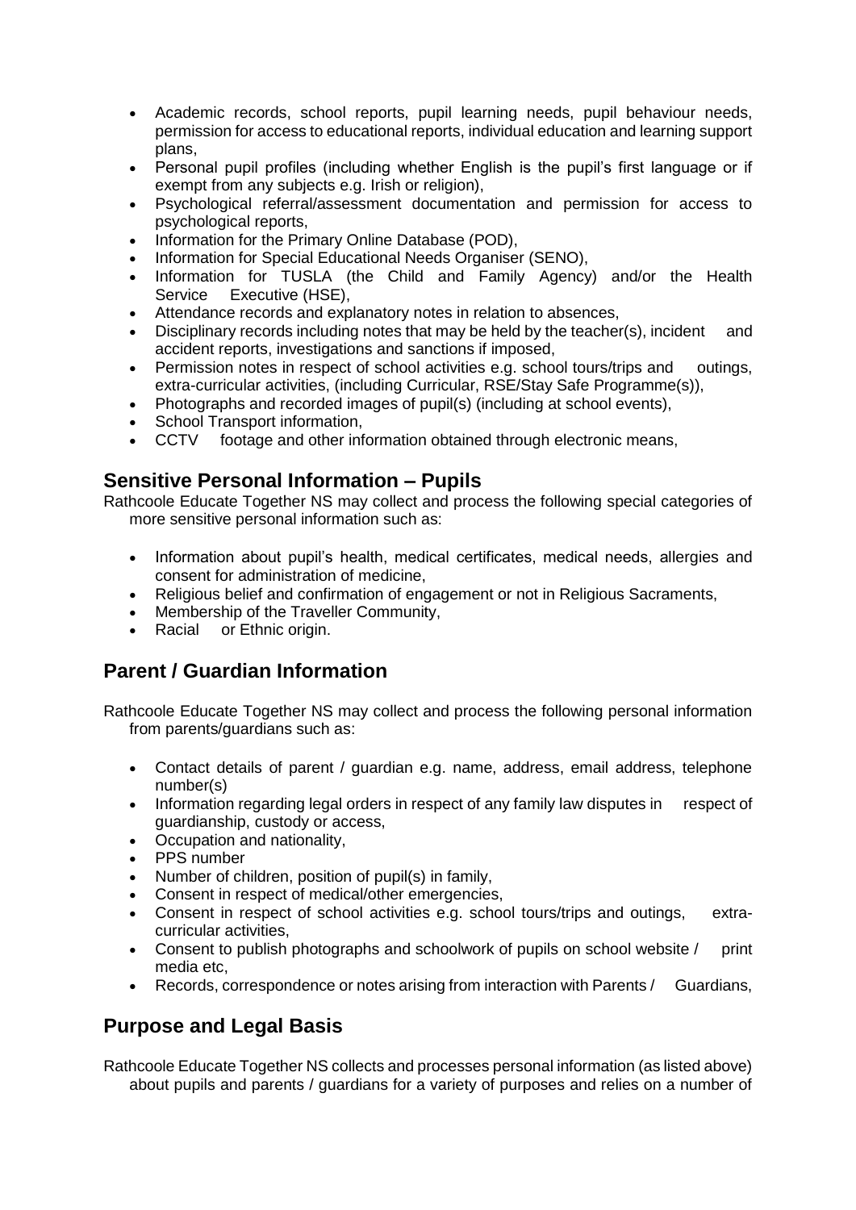- Academic records, school reports, pupil learning needs, pupil behaviour needs, permission for access to educational reports, individual education and learning support plans,
- Personal pupil profiles (including whether English is the pupil's first language or if exempt from any subjects e.g. Irish or religion),
- Psychological referral/assessment documentation and permission for access to psychological reports,
- Information for the Primary Online Database (POD),
- Information for Special Educational Needs Organiser (SENO),
- Information for TUSLA (the Child and Family Agency) and/or the Health Service Executive (HSE),
- Attendance records and explanatory notes in relation to absences,
- Disciplinary records including notes that may be held by the teacher(s), incident and accident reports, investigations and sanctions if imposed,
- Permission notes in respect of school activities e.g. school tours/trips and outings, extra-curricular activities, (including Curricular, RSE/Stay Safe Programme(s)),
- Photographs and recorded images of pupil(s) (including at school events),
- School Transport information,
- CCTV footage and other information obtained through electronic means,

## Sensitive Personal Information – Pupils

Rathcoole Educate Together NS may collect and process the following special categories of more sensitive personal information such as:

- Information about pupil's health, medical certificates, medical needs, allergies and consent for administration of medicine,
- Religious belief and confirmation of engagement or not in Religious Sacraments,
- Membership of the Traveller Community,
- Racial or Ethnic origin.

## Parent / Guardian Information

Rathcoole Educate Together NS may collect and process the following personal information from parents/guardians such as:

- Contact details of parent / guardian e.g. name, address, email address, telephone number(s)
- Information regarding legal orders in respect of any family law disputes in respect of guardianship, custody or access,
- Occupation and nationality,
- PPS number
- Number of children, position of pupil(s) in family,
- Consent in respect of medical/other emergencies,
- Consent in respect of school activities e.g. school tours/trips and outings, extra-curricular activities,
- Consent to publish photographs and schoolwork of pupils on school website / print media etc,
- Records, correspondence or notes arising from interaction with Parents / Guardians,

## Purpose and Legal Basis

Rathcoole Educate Together NS collects and processes personal information (as listed above) about pupils and parents / guardians for a variety of purposes and relies on a number of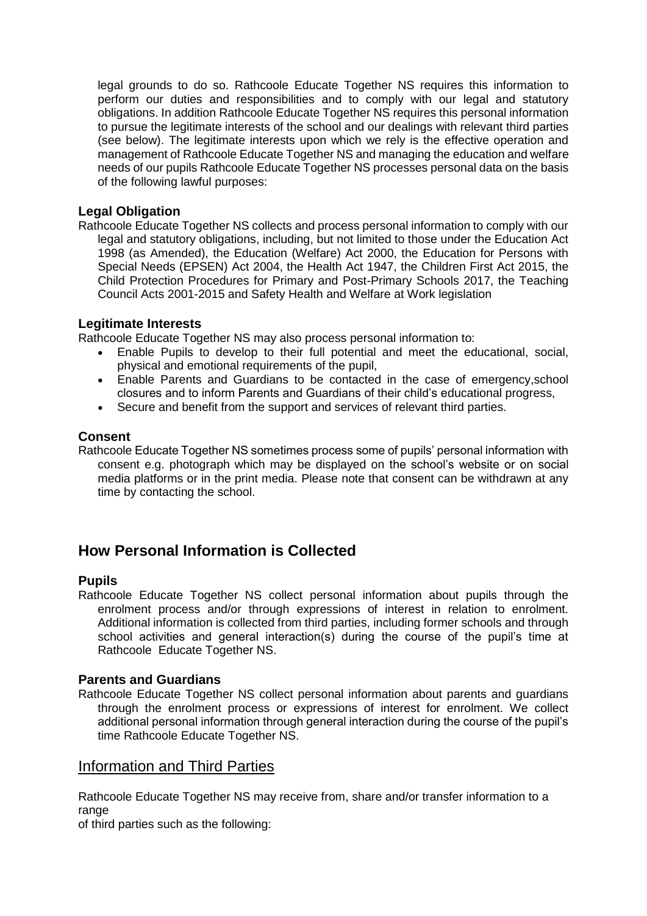legal grounds to do so. Rathcoole Educate Together NS requires this information to perform our duties and responsibilities and to comply with our legal and statutory obligations. In addition Rathcoole Educate Together NS requires this personal information to pursue the legitimate interests of the school and our dealings with relevant third parties (see below). The legitimate interests upon which we rely is the effective operation and management of Rathcoole Educate Together NS and managing the education and welfare needs of our pupils Rathcoole Educate Together NS processes personal data on the basis of the following lawful purposes:

### Legal Obligation

Rathcoole Educate Together NS collects and process personal information to comply with our legal and statutory obligations, including, but not limited to those under the Education Act 1998 (as Amended), the Education (Welfare) Act 2000, the Education for Persons with Special Needs (EPSEN) Act 2004, the Health Act 1947, the Children First Act 2015, the Child Protection Procedures for Primary and Post-Primary Schools 2017, the Teaching Council Acts 2001-2015 and Safety Health and Welfare at Work legislation

### Legitimate Interests

Rathcoole Educate Together NS may also process personal information to:

- Enable Pupils to develop to their full potential and meet the educational, social, physical and emotional requirements of the pupil,
- Enable Parents and Guardians to be contacted in the case of emergency,school closures and to inform Parents and Guardians of their child's educational progress,
- Secure and benefit from the support and services of relevant third parties.

### Consent

Rathcoole Educate Together NS sometimes process some of pupils' personal information with consent e.g. photograph which may be displayed on the school's website or on social media platforms or in the print media. Please note that consent can be withdrawn at any time by contacting the school.

## How Personal Information is Collected

### Pupils

Rathcoole Educate Together NS collect personal information about pupils through the enrolment process and/or through expressions of interest in relation to enrolment. Additional information is collected from third parties, including former schools and through school activities and general interaction(s) during the course of the pupil's time at Rathcoole Educate Together NS.

### Parents and Guardians

Rathcoole Educate Together NS collect personal information about parents and guardians through the enrolment process or expressions of interest for enrolment. We collect additional personal information through general interaction during the course of the pupil's time Rathcoole Educate Together NS.

## Information and Third Parties

Rathcoole Educate Together NS may receive from, share and/or transfer information to a range of third parties such as the following: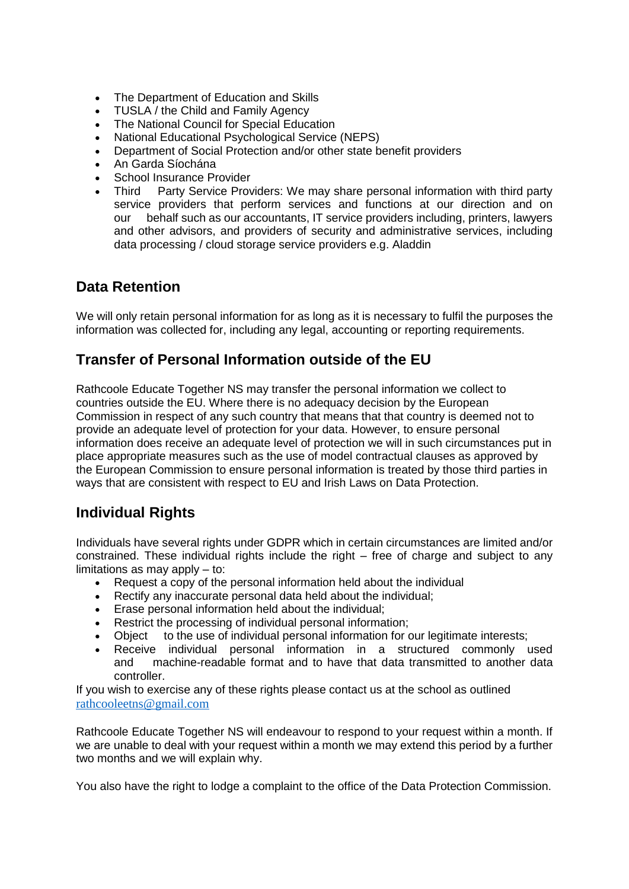- The Department of Education and Skills
- TUSLA / the Child and Family Agency
- The National Council for Special Education
- National Educational Psychological Service (NEPS)
- Department of Social Protection and/or other state benefit providers
- An Garda Síochána
- School Insurance Provider
- Third Party Service Providers: We may share personal information with third party service providers that perform services and functions at our direction and on our behalf such as our accountants, IT service providers including, printers, lawyers and other advisors, and providers of security and administrative services, including data processing / cloud storage service providers e.g. Aladdin

## Data Retention

We will only retain personal information for as long as it is necessary to fulfil the purposes the information was collected for, including any legal, accounting or reporting requirements.

## Transfer of Personal Information outside of the EU

Rathcoole Educate Together NS may transfer the personal information we collect to countries outside the EU. Where there is no adequacy decision by the European Commission in respect of any such country that means that that country is deemed not to provide an adequate level of protection for your data. However, to ensure personal information does receive an adequate level of protection we will in such circumstances put in place appropriate measures such as the use of model contractual clauses as approved by the European Commission to ensure personal information is treated by those third parties in ways that are consistent with respect to EU and Irish Laws on Data Protection.

## Individual Rights

Individuals have several rights under GDPR which in certain circumstances are limited and/or constrained. These individual rights include the right – free of charge and subject to any limitations as may apply – to:

- Request a copy of the personal information held about the individual
- Rectify any inaccurate personal data held about the individual;
- Erase personal information held about the individual;
- Restrict the processing of individual personal information;
- Object to the use of individual personal information for our legitimate interests;
- Receive individual personal information in a structured commonly used and machine-readable format and to have that data transmitted to another data controller.

If you wish to exercise any of these rights please contact us at the school as outlined rathcooleetns@gmail.com

Rathcoole Educate Together NS will endeavour to respond to your request within a month. If we are unable to deal with your request within a month we may extend this period by a further two months and we will explain why.

You also have the right to lodge a complaint to the office of the Data Protection Commission.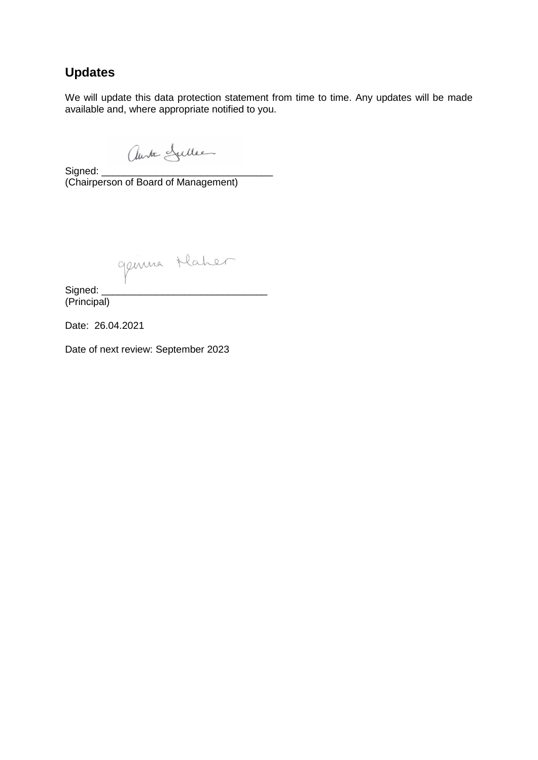## Updates

We will update this data protection statement from time to time. Any updates will be made available and, where appropriate notified to you.

Signed: ______________________________
(Chairperson of Board of Management)

Signed: ______________________________
(Principal)

Date: 26.04.2021

Date of next review: September 2023